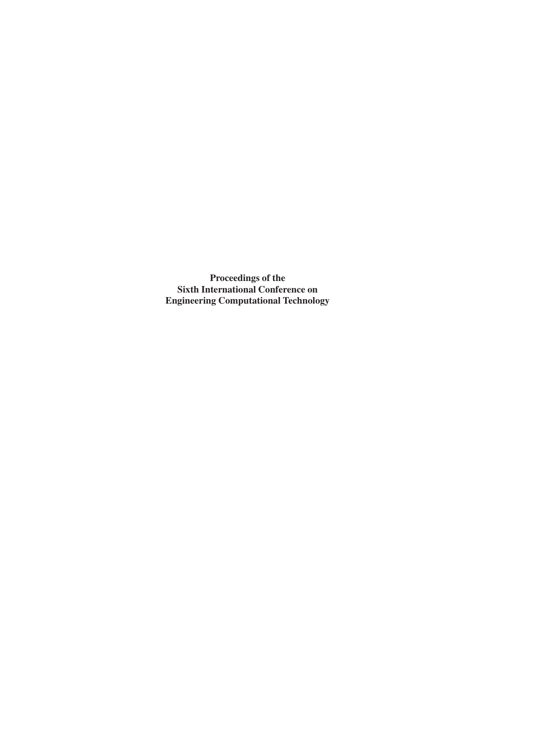**Proceedings of the**
**Sixth International Conference on**
**Engineering Computational Technology**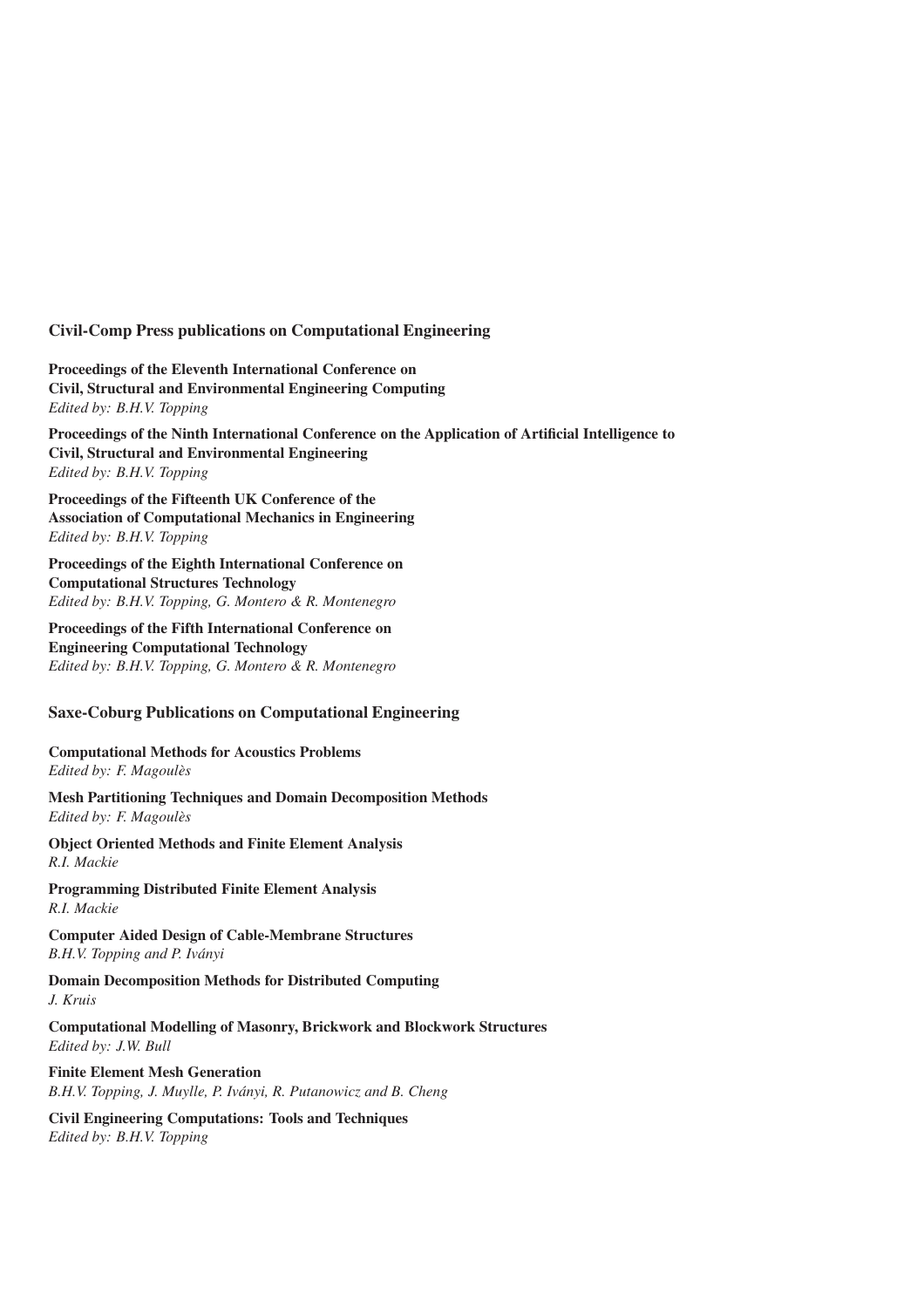## Civil-Comp Press publications on Computational Engineering

**Proceedings of the Eleventh International Conference on Civil, Structural and Environmental Engineering Computing**
*Edited by: B.H.V. Topping*

**Proceedings of the Ninth International Conference on the Application of Artificial Intelligence to Civil, Structural and Environmental Engineering**
*Edited by: B.H.V. Topping*

**Proceedings of the Fifteenth UK Conference of the Association of Computational Mechanics in Engineering**
*Edited by: B.H.V. Topping*

**Proceedings of the Eighth International Conference on Computational Structures Technology**
*Edited by: B.H.V. Topping, G. Montero & R. Montenegro*

**Proceedings of the Fifth International Conference on Engineering Computational Technology**
*Edited by: B.H.V. Topping, G. Montero & R. Montenegro*

## Saxe-Coburg Publications on Computational Engineering

**Computational Methods for Acoustics Problems**
*Edited by: F. Magoulès*

**Mesh Partitioning Techniques and Domain Decomposition Methods**
*Edited by: F. Magoulès*

**Object Oriented Methods and Finite Element Analysis**
*R.I. Mackie*

**Programming Distributed Finite Element Analysis**
*R.I. Mackie*

**Computer Aided Design of Cable-Membrane Structures**
*B.H.V. Topping and P. Iványi*

**Domain Decomposition Methods for Distributed Computing**
*J. Kruis*

**Computational Modelling of Masonry, Brickwork and Blockwork Structures**
*Edited by: J.W. Bull*

**Finite Element Mesh Generation**
*B.H.V. Topping, J. Muylle, P. Iványi, R. Putanowicz and B. Cheng*

**Civil Engineering Computations: Tools and Techniques**
*Edited by: B.H.V. Topping*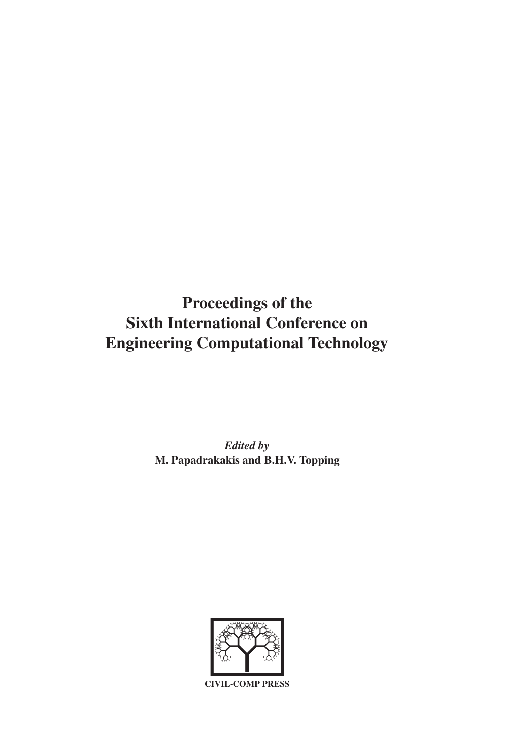# Proceedings of the Sixth International Conference on Engineering Computational Technology

*Edited by*
**M. Papadrakakis and B.H.V. Topping**

CIVIL-COMP PRESS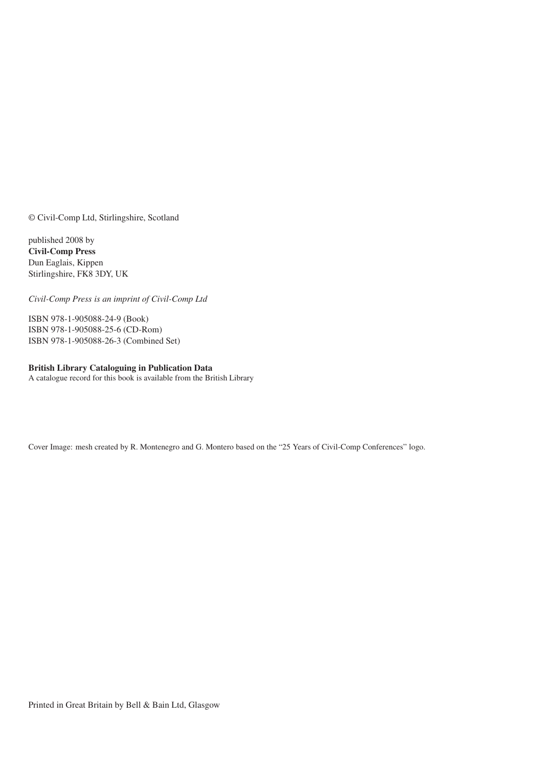© Civil-Comp Ltd, Stirlingshire, Scotland

published 2008 by
**Civil-Comp Press**
Dun Eaglais, Kippen
Stirlingshire, FK8 3DY, UK

*Civil-Comp Press is an imprint of Civil-Comp Ltd*

ISBN 978-1-905088-24-9 (Book)
ISBN 978-1-905088-25-6 (CD-Rom)
ISBN 978-1-905088-26-3 (Combined Set)

**British Library Cataloguing in Publication Data**
A catalogue record for this book is available from the British Library

Cover Image: mesh created by R. Montenegro and G. Montero based on the "25 Years of Civil-Comp Conferences" logo.

Printed in Great Britain by Bell & Bain Ltd, Glasgow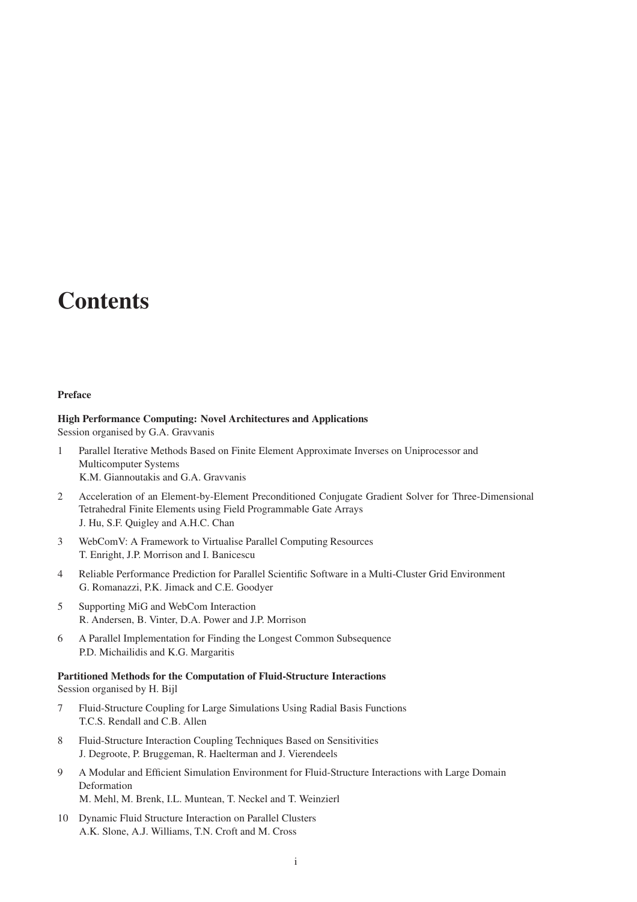# Contents

**Preface**

**High Performance Computing: Novel Architectures and Applications**
Session organised by G.A. Gravvanis

1. Parallel Iterative Methods Based on Finite Element Approximate Inverses on Uniprocessor and Multicomputer Systems
   K.M. Giannoutakis and G.A. Gravvanis
2. Acceleration of an Element-by-Element Preconditioned Conjugate Gradient Solver for Three-Dimensional Tetrahedral Finite Elements using Field Programmable Gate Arrays
   J. Hu, S.F. Quigley and A.H.C. Chan
3. WebComV: A Framework to Virtualise Parallel Computing Resources
   T. Enright, J.P. Morrison and I. Banicescu
4. Reliable Performance Prediction for Parallel Scientific Software in a Multi-Cluster Grid Environment
   G. Romanazzi, P.K. Jimack and C.E. Goodyer
5. Supporting MiG and WebCom Interaction
   R. Andersen, B. Vinter, D.A. Power and J.P. Morrison
6. A Parallel Implementation for Finding the Longest Common Subsequence
   P.D. Michailidis and K.G. Margaritis

**Partitioned Methods for the Computation of Fluid-Structure Interactions**
Session organised by H. Bijl

7. Fluid-Structure Coupling for Large Simulations Using Radial Basis Functions
   T.C.S. Rendall and C.B. Allen
8. Fluid-Structure Interaction Coupling Techniques Based on Sensitivities
   J. Degroote, P. Bruggeman, R. Haelterman and J. Vierendeels
9. A Modular and Efficient Simulation Environment for Fluid-Structure Interactions with Large Domain Deformation
   M. Mehl, M. Brenk, I.L. Muntean, T. Neckel and T. Weinzierl
10. Dynamic Fluid Structure Interaction on Parallel Clusters
    A.K. Slone, A.J. Williams, T.N. Croft and M. Cross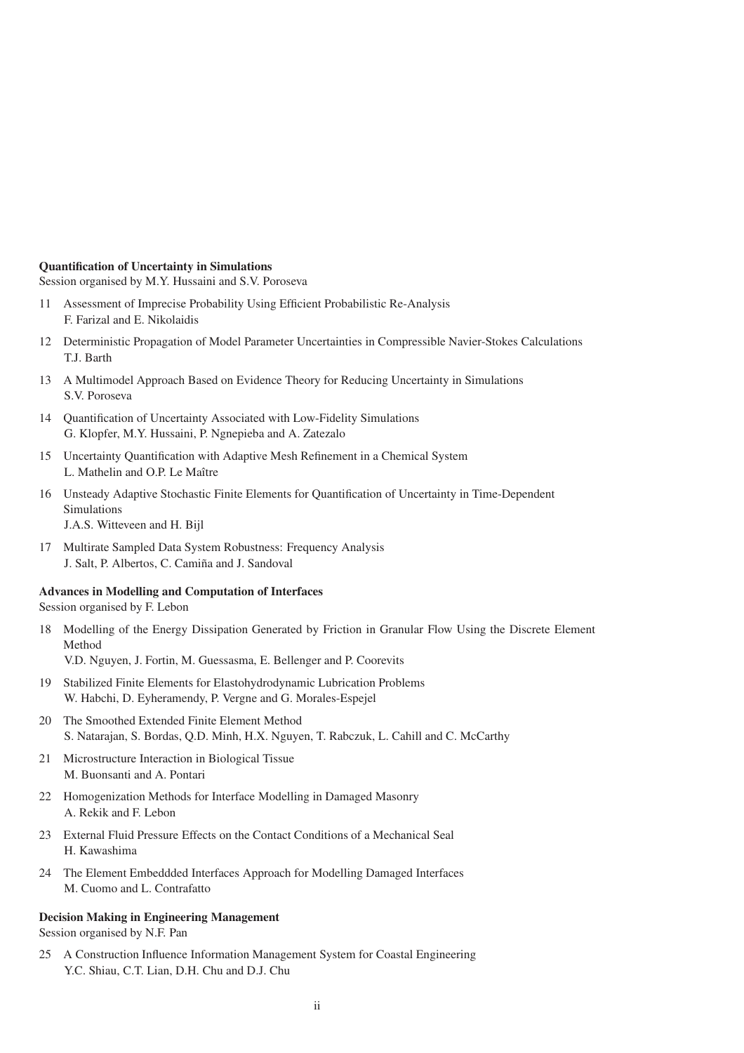**Quantification of Uncertainty in Simulations**

Session organised by M.Y. Hussaini and S.V. Poroseva

11 Assessment of Imprecise Probability Using Efficient Probabilistic Re-Analysis
F. Farizal and E. Nikolaidis

12 Deterministic Propagation of Model Parameter Uncertainties in Compressible Navier-Stokes Calculations
T.J. Barth

13 A Multimodel Approach Based on Evidence Theory for Reducing Uncertainty in Simulations
S.V. Poroseva

14 Quantification of Uncertainty Associated with Low-Fidelity Simulations
G. Klopfer, M.Y. Hussaini, P. Ngnepieba and A. Zatezalo

15 Uncertainty Quantification with Adaptive Mesh Refinement in a Chemical System
L. Mathelin and O.P. Le Maître

16 Unsteady Adaptive Stochastic Finite Elements for Quantification of Uncertainty in Time-Dependent Simulations
J.A.S. Witteveen and H. Bijl

17 Multirate Sampled Data System Robustness: Frequency Analysis
J. Salt, P. Albertos, C. Camiña and J. Sandoval

**Advances in Modelling and Computation of Interfaces**

Session organised by F. Lebon

18 Modelling of the Energy Dissipation Generated by Friction in Granular Flow Using the Discrete Element Method
V.D. Nguyen, J. Fortin, M. Guessasma, E. Bellenger and P. Coorevits

19 Stabilized Finite Elements for Elastohydrodynamic Lubrication Problems
W. Habchi, D. Eyheramendy, P. Vergne and G. Morales-Espejel

20 The Smoothed Extended Finite Element Method
S. Natarajan, S. Bordas, Q.D. Minh, H.X. Nguyen, T. Rabczuk, L. Cahill and C. McCarthy

21 Microstructure Interaction in Biological Tissue
M. Buonsanti and A. Pontari

22 Homogenization Methods for Interface Modelling in Damaged Masonry
A. Rekik and F. Lebon

23 External Fluid Pressure Effects on the Contact Conditions of a Mechanical Seal
H. Kawashima

24 The Element Embeddded Interfaces Approach for Modelling Damaged Interfaces
M. Cuomo and L. Contrafatto

**Decision Making in Engineering Management**

Session organised by N.F. Pan

25 A Construction Influence Information Management System for Coastal Engineering
Y.C. Shiau, C.T. Lian, D.H. Chu and D.J. Chu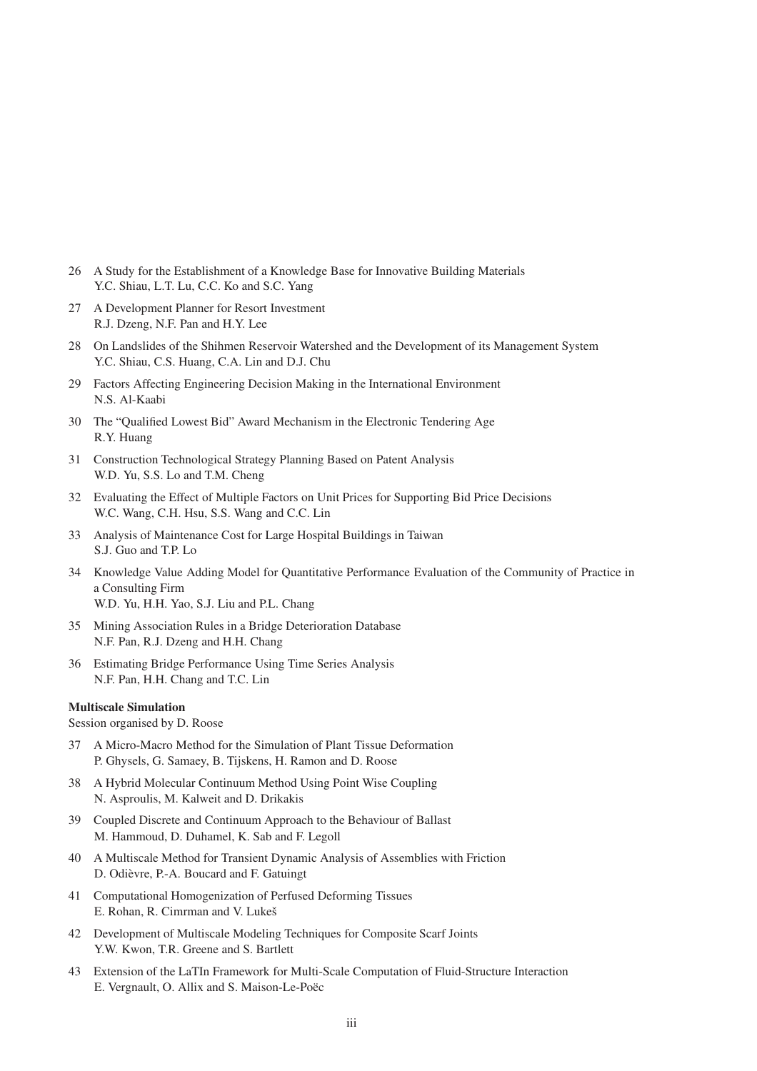26 A Study for the Establishment of a Knowledge Base for Innovative Building Materials
Y.C. Shiau, L.T. Lu, C.C. Ko and S.C. Yang

27 A Development Planner for Resort Investment
R.J. Dzeng, N.F. Pan and H.Y. Lee

28 On Landslides of the Shihmen Reservoir Watershed and the Development of its Management System
Y.C. Shiau, C.S. Huang, C.A. Lin and D.J. Chu

29 Factors Affecting Engineering Decision Making in the International Environment
N.S. Al-Kaabi

30 The "Qualified Lowest Bid" Award Mechanism in the Electronic Tendering Age
R.Y. Huang

31 Construction Technological Strategy Planning Based on Patent Analysis
W.D. Yu, S.S. Lo and T.M. Cheng

32 Evaluating the Effect of Multiple Factors on Unit Prices for Supporting Bid Price Decisions
W.C. Wang, C.H. Hsu, S.S. Wang and C.C. Lin

33 Analysis of Maintenance Cost for Large Hospital Buildings in Taiwan
S.J. Guo and T.P. Lo

34 Knowledge Value Adding Model for Quantitative Performance Evaluation of the Community of Practice in a Consulting Firm
W.D. Yu, H.H. Yao, S.J. Liu and P.L. Chang

35 Mining Association Rules in a Bridge Deterioration Database
N.F. Pan, R.J. Dzeng and H.H. Chang

36 Estimating Bridge Performance Using Time Series Analysis
N.F. Pan, H.H. Chang and T.C. Lin

**Multiscale Simulation**

Session organised by D. Roose

37 A Micro-Macro Method for the Simulation of Plant Tissue Deformation
P. Ghysels, G. Samaey, B. Tijskens, H. Ramon and D. Roose

38 A Hybrid Molecular Continuum Method Using Point Wise Coupling
N. Asproulis, M. Kalweit and D. Drikakis

39 Coupled Discrete and Continuum Approach to the Behaviour of Ballast
M. Hammoud, D. Duhamel, K. Sab and F. Legoll

40 A Multiscale Method for Transient Dynamic Analysis of Assemblies with Friction
D. Odièvre, P.-A. Boucard and F. Gatuingt

41 Computational Homogenization of Perfused Deforming Tissues
E. Rohan, R. Cimrman and V. Lukeš

42 Development of Multiscale Modeling Techniques for Composite Scarf Joints
Y.W. Kwon, T.R. Greene and S. Bartlett

43 Extension of the LaTIn Framework for Multi-Scale Computation of Fluid-Structure Interaction
E. Vergnault, O. Allix and S. Maison-Le-Poëc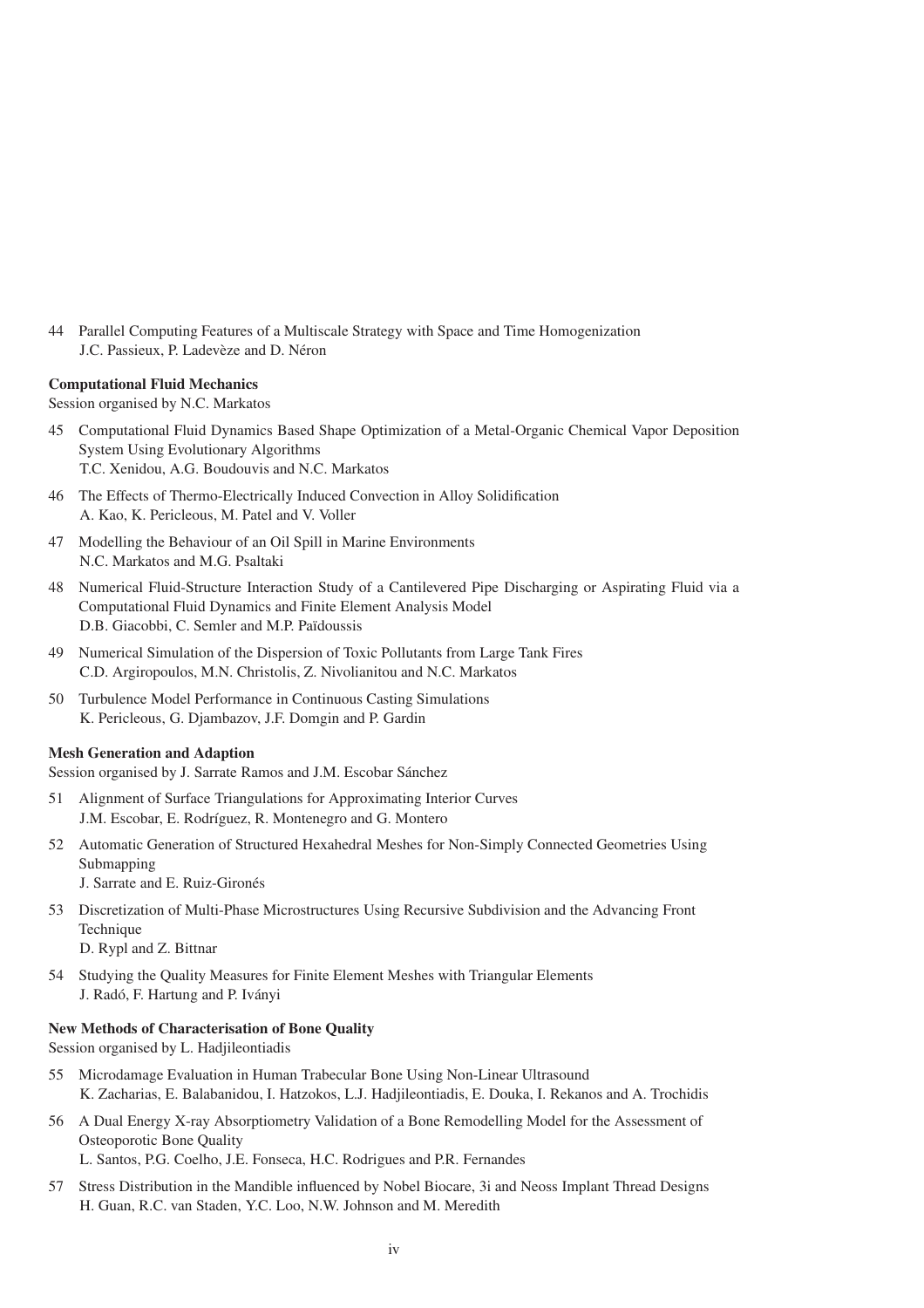44 Parallel Computing Features of a Multiscale Strategy with Space and Time Homogenization
J.C. Passieux, P. Ladevèze and D. Néron

**Computational Fluid Mechanics**
Session organised by N.C. Markatos

45 Computational Fluid Dynamics Based Shape Optimization of a Metal-Organic Chemical Vapor Deposition System Using Evolutionary Algorithms
T.C. Xenidou, A.G. Boudouvis and N.C. Markatos

46 The Effects of Thermo-Electrically Induced Convection in Alloy Solidification
A. Kao, K. Pericleous, M. Patel and V. Voller

47 Modelling the Behaviour of an Oil Spill in Marine Environments
N.C. Markatos and M.G. Psaltaki

48 Numerical Fluid-Structure Interaction Study of a Cantilevered Pipe Discharging or Aspirating Fluid via a Computational Fluid Dynamics and Finite Element Analysis Model
D.B. Giacobbi, C. Semler and M.P. Païdoussis

49 Numerical Simulation of the Dispersion of Toxic Pollutants from Large Tank Fires
C.D. Argiropoulos, M.N. Christolis, Z. Nivolianitou and N.C. Markatos

50 Turbulence Model Performance in Continuous Casting Simulations
K. Pericleous, G. Djambazov, J.F. Domgin and P. Gardin

**Mesh Generation and Adaption**
Session organised by J. Sarrate Ramos and J.M. Escobar Sánchez

51 Alignment of Surface Triangulations for Approximating Interior Curves
J.M. Escobar, E. Rodríguez, R. Montenegro and G. Montero

52 Automatic Generation of Structured Hexahedral Meshes for Non-Simply Connected Geometries Using Submapping
J. Sarrate and E. Ruiz-Gironés

53 Discretization of Multi-Phase Microstructures Using Recursive Subdivision and the Advancing Front Technique
D. Rypl and Z. Bittnar

54 Studying the Quality Measures for Finite Element Meshes with Triangular Elements
J. Radó, F. Hartung and P. Iványi

**New Methods of Characterisation of Bone Quality**
Session organised by L. Hadjileontiadis

55 Microdamage Evaluation in Human Trabecular Bone Using Non-Linear Ultrasound
K. Zacharias, E. Balabanidou, I. Hatzokos, L.J. Hadjileontiadis, E. Douka, I. Rekanos and A. Trochidis

56 A Dual Energy X-ray Absorptiometry Validation of a Bone Remodelling Model for the Assessment of Osteoporotic Bone Quality
L. Santos, P.G. Coelho, J.E. Fonseca, H.C. Rodrigues and P.R. Fernandes

57 Stress Distribution in the Mandible influenced by Nobel Biocare, 3i and Neoss Implant Thread Designs
H. Guan, R.C. van Staden, Y.C. Loo, N.W. Johnson and M. Meredith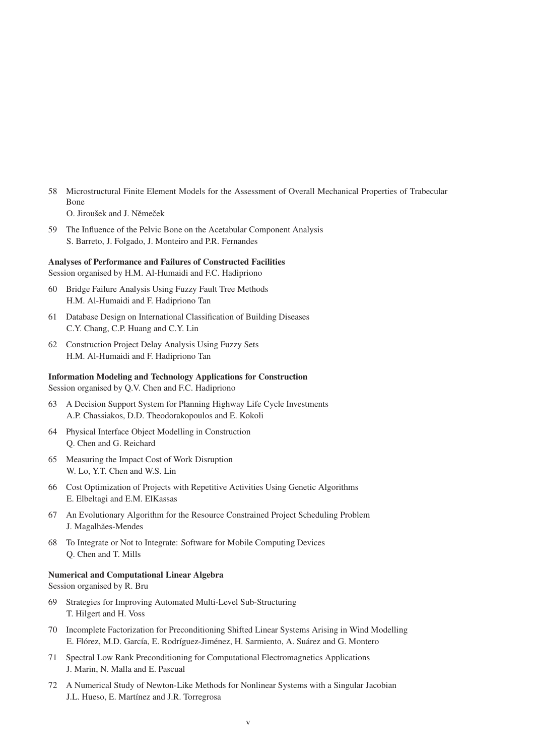58 Microstructural Finite Element Models for the Assessment of Overall Mechanical Properties of Trabecular Bone
O. Jiroušek and J. Němeček

59 The Influence of the Pelvic Bone on the Acetabular Component Analysis
S. Barreto, J. Folgado, J. Monteiro and P.R. Fernandes

**Analyses of Performance and Failures of Constructed Facilities**
Session organised by H.M. Al-Humaidi and F.C. Hadipriono

60 Bridge Failure Analysis Using Fuzzy Fault Tree Methods
H.M. Al-Humaidi and F. Hadipriono Tan

61 Database Design on International Classification of Building Diseases
C.Y. Chang, C.P. Huang and C.Y. Lin

62 Construction Project Delay Analysis Using Fuzzy Sets
H.M. Al-Humaidi and F. Hadipriono Tan

**Information Modeling and Technology Applications for Construction**
Session organised by Q.V. Chen and F.C. Hadipriono

63 A Decision Support System for Planning Highway Life Cycle Investments
A.P. Chassiakos, D.D. Theodorakopoulos and E. Kokoli

64 Physical Interface Object Modelling in Construction
Q. Chen and G. Reichard

65 Measuring the Impact Cost of Work Disruption
W. Lo, Y.T. Chen and W.S. Lin

66 Cost Optimization of Projects with Repetitive Activities Using Genetic Algorithms
E. Elbeltagi and E.M. ElKassas

67 An Evolutionary Algorithm for the Resource Constrained Project Scheduling Problem
J. Magalhães-Mendes

68 To Integrate or Not to Integrate: Software for Mobile Computing Devices
Q. Chen and T. Mills

**Numerical and Computational Linear Algebra**
Session organised by R. Bru

69 Strategies for Improving Automated Multi-Level Sub-Structuring
T. Hilgert and H. Voss

70 Incomplete Factorization for Preconditioning Shifted Linear Systems Arising in Wind Modelling
E. Flórez, M.D. García, E. Rodríguez-Jiménez, H. Sarmiento, A. Suárez and G. Montero

71 Spectral Low Rank Preconditioning for Computational Electromagnetics Applications
J. Marin, N. Malla and E. Pascual

72 A Numerical Study of Newton-Like Methods for Nonlinear Systems with a Singular Jacobian
J.L. Hueso, E. Martínez and J.R. Torregrosa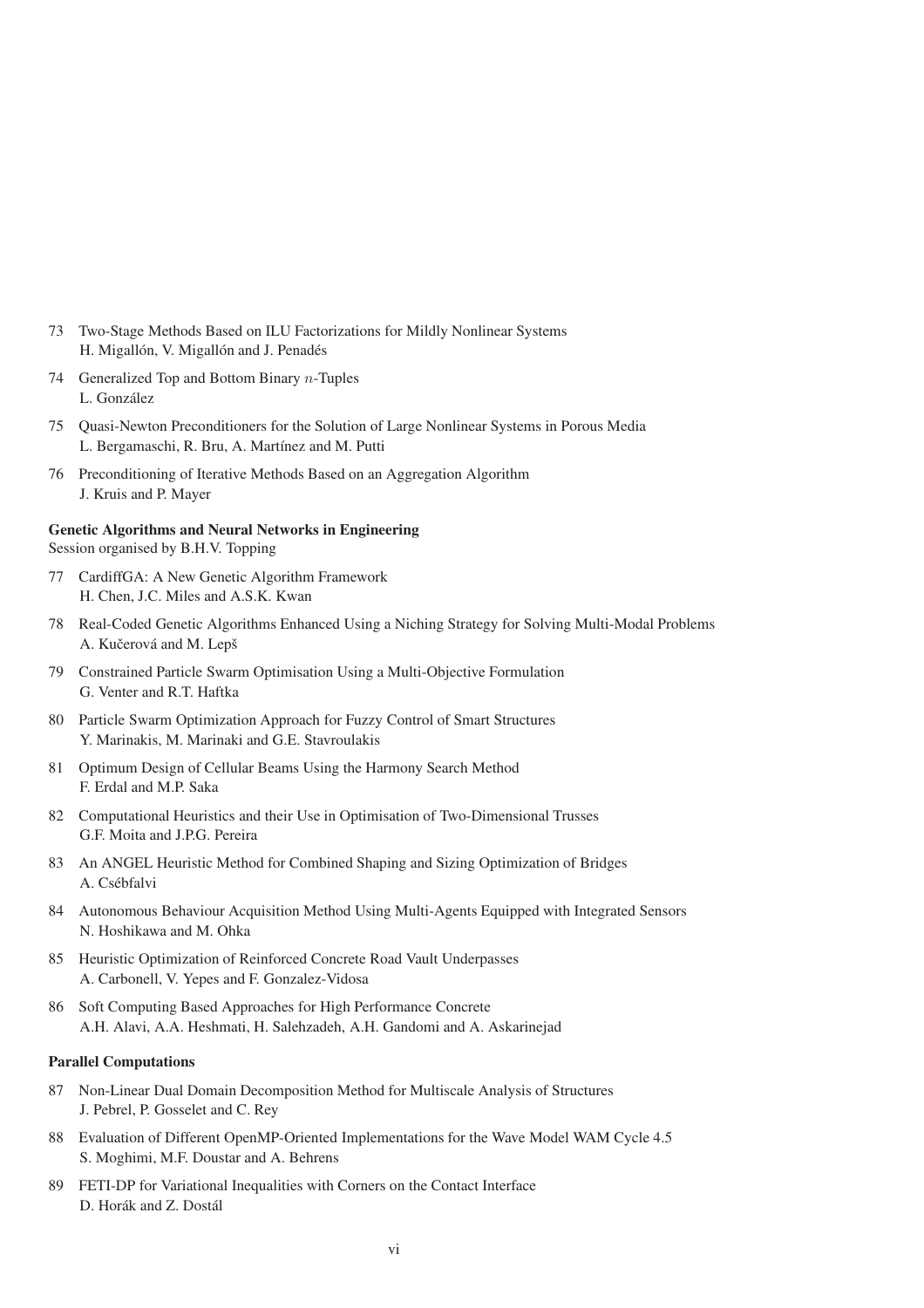73 Two-Stage Methods Based on ILU Factorizations for Mildly Nonlinear Systems
H. Migallón, V. Migallón and J. Penadés

74 Generalized Top and Bottom Binary $n$-Tuples
L. González

75 Quasi-Newton Preconditioners for the Solution of Large Nonlinear Systems in Porous Media
L. Bergamaschi, R. Bru, A. Martínez and M. Putti

76 Preconditioning of Iterative Methods Based on an Aggregation Algorithm
J. Kruis and P. Mayer

**Genetic Algorithms and Neural Networks in Engineering**
Session organised by B.H.V. Topping

77 CardiffGA: A New Genetic Algorithm Framework
H. Chen, J.C. Miles and A.S.K. Kwan

78 Real-Coded Genetic Algorithms Enhanced Using a Niching Strategy for Solving Multi-Modal Problems
A. Kučerová and M. Lepš

79 Constrained Particle Swarm Optimisation Using a Multi-Objective Formulation
G. Venter and R.T. Haftka

80 Particle Swarm Optimization Approach for Fuzzy Control of Smart Structures
Y. Marinakis, M. Marinaki and G.E. Stavroulakis

81 Optimum Design of Cellular Beams Using the Harmony Search Method
F. Erdal and M.P. Saka

82 Computational Heuristics and their Use in Optimisation of Two-Dimensional Trusses
G.F. Moita and J.P.G. Pereira

83 An ANGEL Heuristic Method for Combined Shaping and Sizing Optimization of Bridges
A. Csébfalvi

84 Autonomous Behaviour Acquisition Method Using Multi-Agents Equipped with Integrated Sensors
N. Hoshikawa and M. Ohka

85 Heuristic Optimization of Reinforced Concrete Road Vault Underpasses
A. Carbonell, V. Yepes and F. Gonzalez-Vidosa

86 Soft Computing Based Approaches for High Performance Concrete
A.H. Alavi, A.A. Heshmati, H. Salehzadeh, A.H. Gandomi and A. Askarinejad

**Parallel Computations**

87 Non-Linear Dual Domain Decomposition Method for Multiscale Analysis of Structures
J. Pebrel, P. Gosselet and C. Rey

88 Evaluation of Different OpenMP-Oriented Implementations for the Wave Model WAM Cycle 4.5
S. Moghimi, M.F. Doustar and A. Behrens

89 FETI-DP for Variational Inequalities with Corners on the Contact Interface
D. Horák and Z. Dostál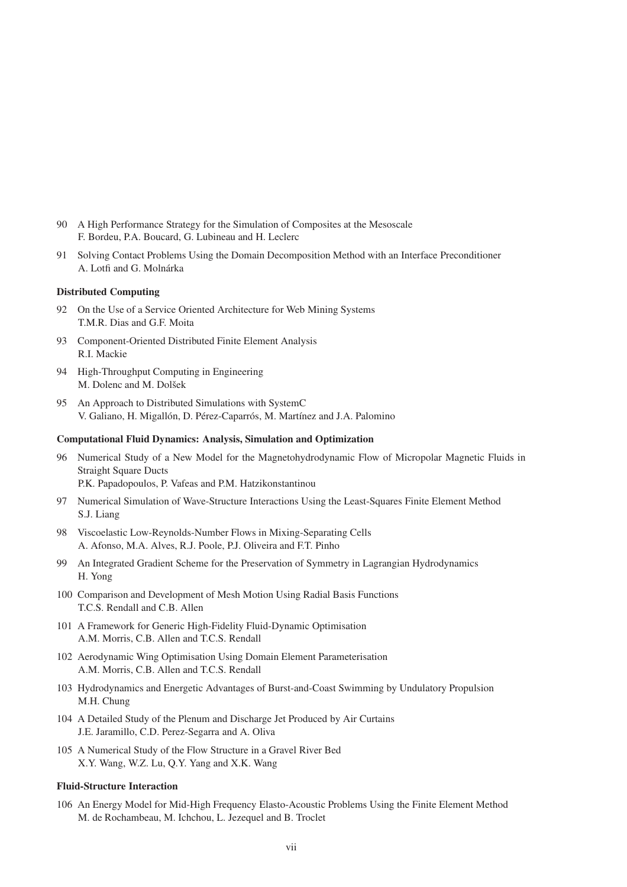90 A High Performance Strategy for the Simulation of Composites at the Mesoscale
F. Bordeu, P.A. Boucard, G. Lubineau and H. Leclerc

91 Solving Contact Problems Using the Domain Decomposition Method with an Interface Preconditioner
A. Lotfi and G. Molnárka

**Distributed Computing**

92 On the Use of a Service Oriented Architecture for Web Mining Systems
T.M.R. Dias and G.F. Moita

93 Component-Oriented Distributed Finite Element Analysis
R.I. Mackie

94 High-Throughput Computing in Engineering
M. Dolenc and M. Dolšek

95 An Approach to Distributed Simulations with SystemC
V. Galiano, H. Migallón, D. Pérez-Caparrós, M. Martínez and J.A. Palomino

**Computational Fluid Dynamics: Analysis, Simulation and Optimization**

96 Numerical Study of a New Model for the Magnetohydrodynamic Flow of Micropolar Magnetic Fluids in Straight Square Ducts
P.K. Papadopoulos, P. Vafeas and P.M. Hatzikonstantinou

97 Numerical Simulation of Wave-Structure Interactions Using the Least-Squares Finite Element Method
S.J. Liang

98 Viscoelastic Low-Reynolds-Number Flows in Mixing-Separating Cells
A. Afonso, M.A. Alves, R.J. Poole, P.J. Oliveira and F.T. Pinho

99 An Integrated Gradient Scheme for the Preservation of Symmetry in Lagrangian Hydrodynamics
H. Yong

100 Comparison and Development of Mesh Motion Using Radial Basis Functions
T.C.S. Rendall and C.B. Allen

101 A Framework for Generic High-Fidelity Fluid-Dynamic Optimisation
A.M. Morris, C.B. Allen and T.C.S. Rendall

102 Aerodynamic Wing Optimisation Using Domain Element Parameterisation
A.M. Morris, C.B. Allen and T.C.S. Rendall

103 Hydrodynamics and Energetic Advantages of Burst-and-Coast Swimming by Undulatory Propulsion
M.H. Chung

104 A Detailed Study of the Plenum and Discharge Jet Produced by Air Curtains
J.E. Jaramillo, C.D. Perez-Segarra and A. Oliva

105 A Numerical Study of the Flow Structure in a Gravel River Bed
X.Y. Wang, W.Z. Lu, Q.Y. Yang and X.K. Wang

**Fluid-Structure Interaction**

106 An Energy Model for Mid-High Frequency Elasto-Acoustic Problems Using the Finite Element Method
M. de Rochambeau, M. Ichchou, L. Jezequel and B. Troclet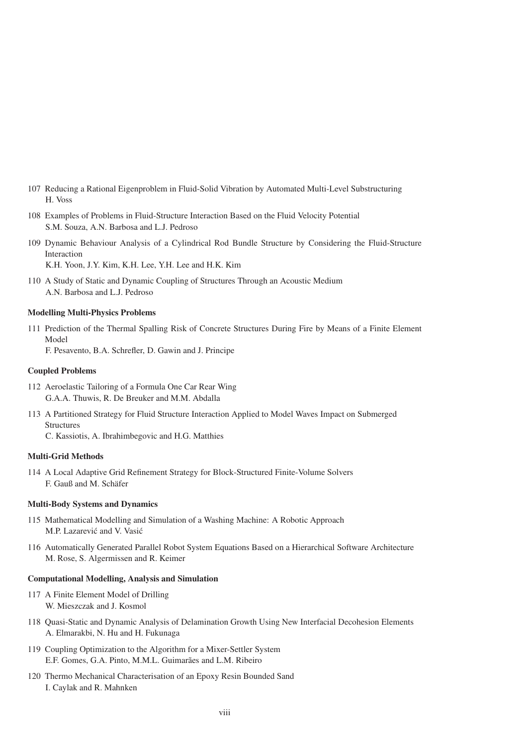107 Reducing a Rational Eigenproblem in Fluid-Solid Vibration by Automated Multi-Level Substructuring
H. Voss

108 Examples of Problems in Fluid-Structure Interaction Based on the Fluid Velocity Potential
S.M. Souza, A.N. Barbosa and L.J. Pedroso

109 Dynamic Behaviour Analysis of a Cylindrical Rod Bundle Structure by Considering the Fluid-Structure Interaction
K.H. Yoon, J.Y. Kim, K.H. Lee, Y.H. Lee and H.K. Kim

110 A Study of Static and Dynamic Coupling of Structures Through an Acoustic Medium
A.N. Barbosa and L.J. Pedroso

**Modelling Multi-Physics Problems**

111 Prediction of the Thermal Spalling Risk of Concrete Structures During Fire by Means of a Finite Element Model
F. Pesavento, B.A. Schrefler, D. Gawin and J. Principe

**Coupled Problems**

112 Aeroelastic Tailoring of a Formula One Car Rear Wing
G.A.A. Thuwis, R. De Breuker and M.M. Abdalla

113 A Partitioned Strategy for Fluid Structure Interaction Applied to Model Waves Impact on Submerged Structures
C. Kassiotis, A. Ibrahimbegovic and H.G. Matthies

**Multi-Grid Methods**

114 A Local Adaptive Grid Refinement Strategy for Block-Structured Finite-Volume Solvers
F. Gauß and M. Schäfer

**Multi-Body Systems and Dynamics**

115 Mathematical Modelling and Simulation of a Washing Machine: A Robotic Approach
M.P. Lazarević and V. Vasić

116 Automatically Generated Parallel Robot System Equations Based on a Hierarchical Software Architecture
M. Rose, S. Algermissen and R. Keimer

**Computational Modelling, Analysis and Simulation**

117 A Finite Element Model of Drilling
W. Mieszczak and J. Kosmol

118 Quasi-Static and Dynamic Analysis of Delamination Growth Using New Interfacial Decohesion Elements
A. Elmarakbi, N. Hu and H. Fukunaga

119 Coupling Optimization to the Algorithm for a Mixer-Settler System
E.F. Gomes, G.A. Pinto, M.M.L. Guimarães and L.M. Ribeiro

120 Thermo Mechanical Characterisation of an Epoxy Resin Bounded Sand
I. Caylak and R. Mahnken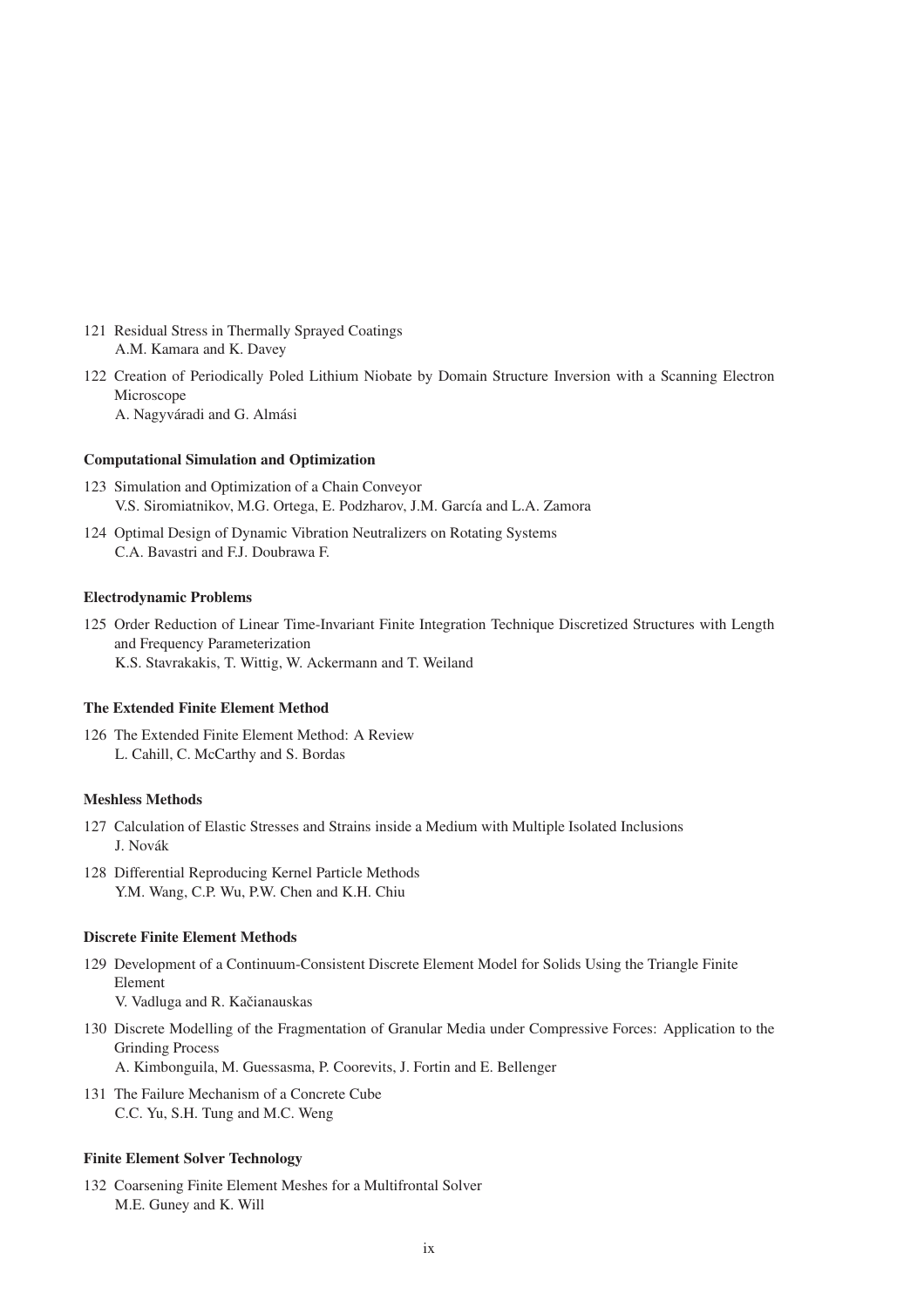121 Residual Stress in Thermally Sprayed Coatings
A.M. Kamara and K. Davey

122 Creation of Periodically Poled Lithium Niobate by Domain Structure Inversion with a Scanning Electron Microscope
A. Nagyváradi and G. Almási

**Computational Simulation and Optimization**

123 Simulation and Optimization of a Chain Conveyor
V.S. Siromiatnikov, M.G. Ortega, E. Podzharov, J.M. García and L.A. Zamora

124 Optimal Design of Dynamic Vibration Neutralizers on Rotating Systems
C.A. Bavastri and F.J. Doubrawa F.

**Electrodynamic Problems**

125 Order Reduction of Linear Time-Invariant Finite Integration Technique Discretized Structures with Length and Frequency Parameterization
K.S. Stavrakakis, T. Wittig, W. Ackermann and T. Weiland

**The Extended Finite Element Method**

126 The Extended Finite Element Method: A Review
L. Cahill, C. McCarthy and S. Bordas

**Meshless Methods**

127 Calculation of Elastic Stresses and Strains inside a Medium with Multiple Isolated Inclusions
J. Novák

128 Differential Reproducing Kernel Particle Methods
Y.M. Wang, C.P. Wu, P.W. Chen and K.H. Chiu

**Discrete Finite Element Methods**

129 Development of a Continuum-Consistent Discrete Element Model for Solids Using the Triangle Finite Element
V. Vadluga and R. Kačianauskas

130 Discrete Modelling of the Fragmentation of Granular Media under Compressive Forces: Application to the Grinding Process
A. Kimbonguila, M. Guessasma, P. Coorevits, J. Fortin and E. Bellenger

131 The Failure Mechanism of a Concrete Cube
C.C. Yu, S.H. Tung and M.C. Weng

**Finite Element Solver Technology**

132 Coarsening Finite Element Meshes for a Multifrontal Solver
M.E. Guney and K. Will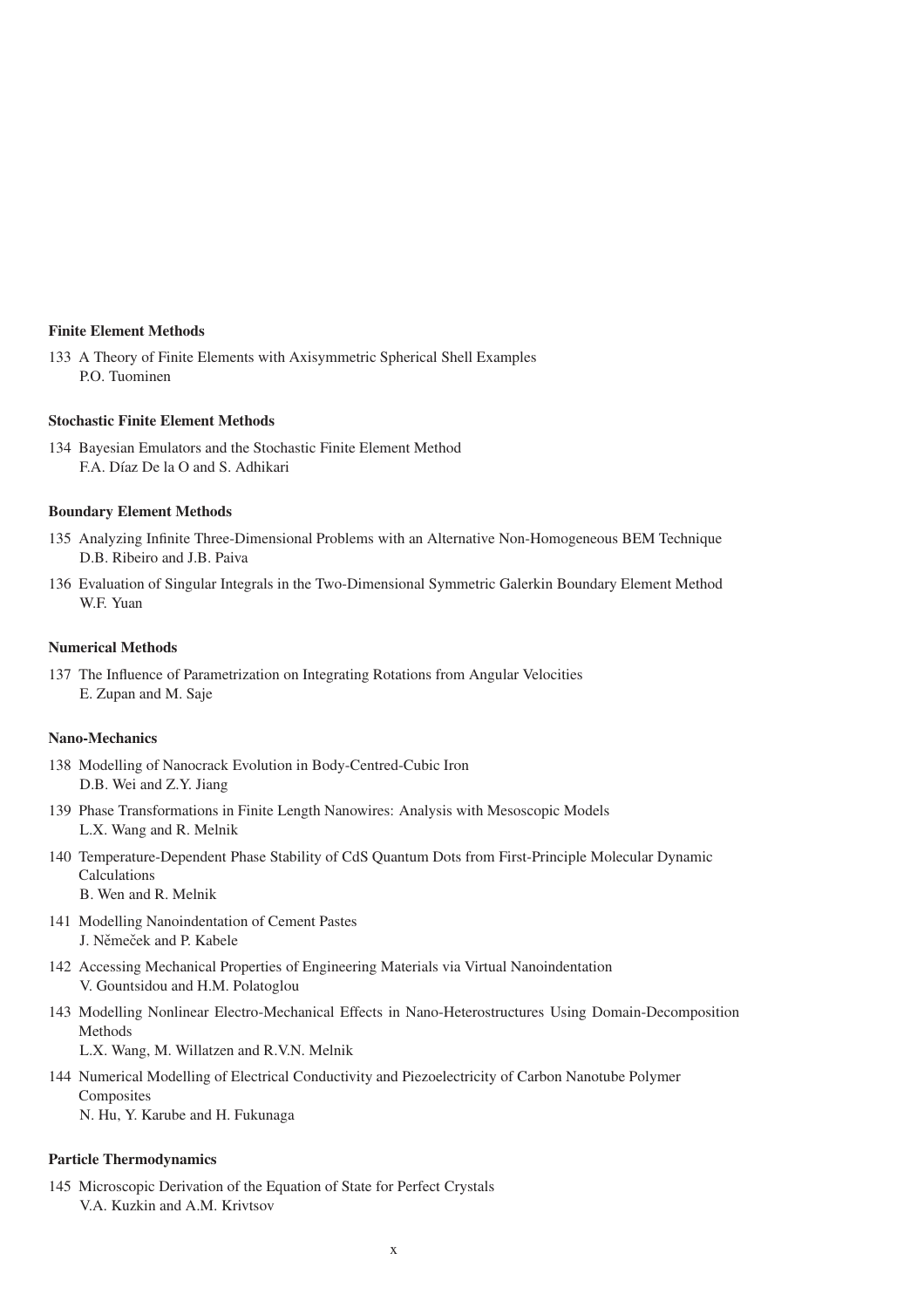**Finite Element Methods**

133 A Theory of Finite Elements with Axisymmetric Spherical Shell Examples
P.O. Tuominen

**Stochastic Finite Element Methods**

134 Bayesian Emulators and the Stochastic Finite Element Method
F.A. Díaz De la O and S. Adhikari

**Boundary Element Methods**

135 Analyzing Infinite Three-Dimensional Problems with an Alternative Non-Homogeneous BEM Technique
D.B. Ribeiro and J.B. Paiva

136 Evaluation of Singular Integrals in the Two-Dimensional Symmetric Galerkin Boundary Element Method
W.F. Yuan

**Numerical Methods**

137 The Influence of Parametrization on Integrating Rotations from Angular Velocities
E. Zupan and M. Saje

**Nano-Mechanics**

138 Modelling of Nanocrack Evolution in Body-Centred-Cubic Iron
D.B. Wei and Z.Y. Jiang

139 Phase Transformations in Finite Length Nanowires: Analysis with Mesoscopic Models
L.X. Wang and R. Melnik

140 Temperature-Dependent Phase Stability of CdS Quantum Dots from First-Principle Molecular Dynamic Calculations
B. Wen and R. Melnik

141 Modelling Nanoindentation of Cement Pastes
J. Němeček and P. Kabele

142 Accessing Mechanical Properties of Engineering Materials via Virtual Nanoindentation
V. Gountsidou and H.M. Polatoglou

143 Modelling Nonlinear Electro-Mechanical Effects in Nano-Heterostructures Using Domain-Decomposition Methods
L.X. Wang, M. Willatzen and R.V.N. Melnik

144 Numerical Modelling of Electrical Conductivity and Piezoelectricity of Carbon Nanotube Polymer Composites
N. Hu, Y. Karube and H. Fukunaga

**Particle Thermodynamics**

145 Microscopic Derivation of the Equation of State for Perfect Crystals
V.A. Kuzkin and A.M. Krivtsov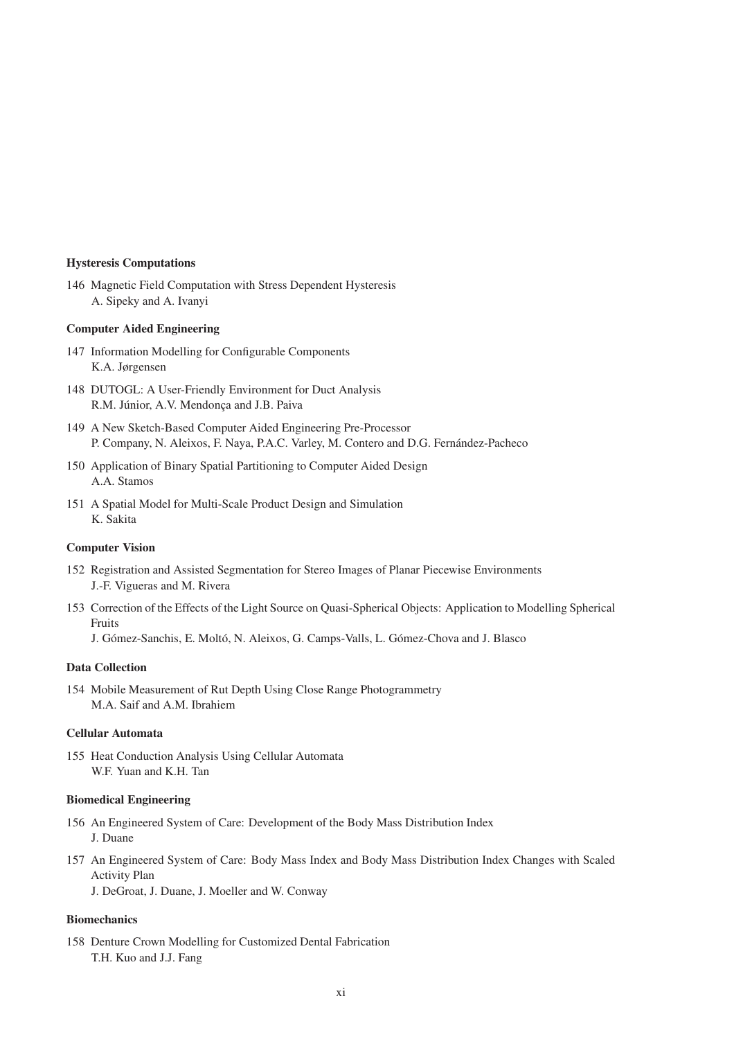**Hysteresis Computations**

146 Magnetic Field Computation with Stress Dependent Hysteresis
A. Sipeky and A. Ivanyi

**Computer Aided Engineering**

147 Information Modelling for Configurable Components
K.A. Jørgensen

148 DUTOGL: A User-Friendly Environment for Duct Analysis
R.M. Júnior, A.V. Mendonça and J.B. Paiva

149 A New Sketch-Based Computer Aided Engineering Pre-Processor
P. Company, N. Aleixos, F. Naya, P.A.C. Varley, M. Contero and D.G. Fernández-Pacheco

150 Application of Binary Spatial Partitioning to Computer Aided Design
A.A. Stamos

151 A Spatial Model for Multi-Scale Product Design and Simulation
K. Sakita

**Computer Vision**

152 Registration and Assisted Segmentation for Stereo Images of Planar Piecewise Environments
J.-F. Vigueras and M. Rivera

153 Correction of the Effects of the Light Source on Quasi-Spherical Objects: Application to Modelling Spherical Fruits
J. Gómez-Sanchis, E. Moltó, N. Aleixos, G. Camps-Valls, L. Gómez-Chova and J. Blasco

**Data Collection**

154 Mobile Measurement of Rut Depth Using Close Range Photogrammetry
M.A. Saif and A.M. Ibrahiem

**Cellular Automata**

155 Heat Conduction Analysis Using Cellular Automata
W.F. Yuan and K.H. Tan

**Biomedical Engineering**

156 An Engineered System of Care: Development of the Body Mass Distribution Index
J. Duane

157 An Engineered System of Care: Body Mass Index and Body Mass Distribution Index Changes with Scaled Activity Plan
J. DeGroat, J. Duane, J. Moeller and W. Conway

**Biomechanics**

158 Denture Crown Modelling for Customized Dental Fabrication
T.H. Kuo and J.J. Fang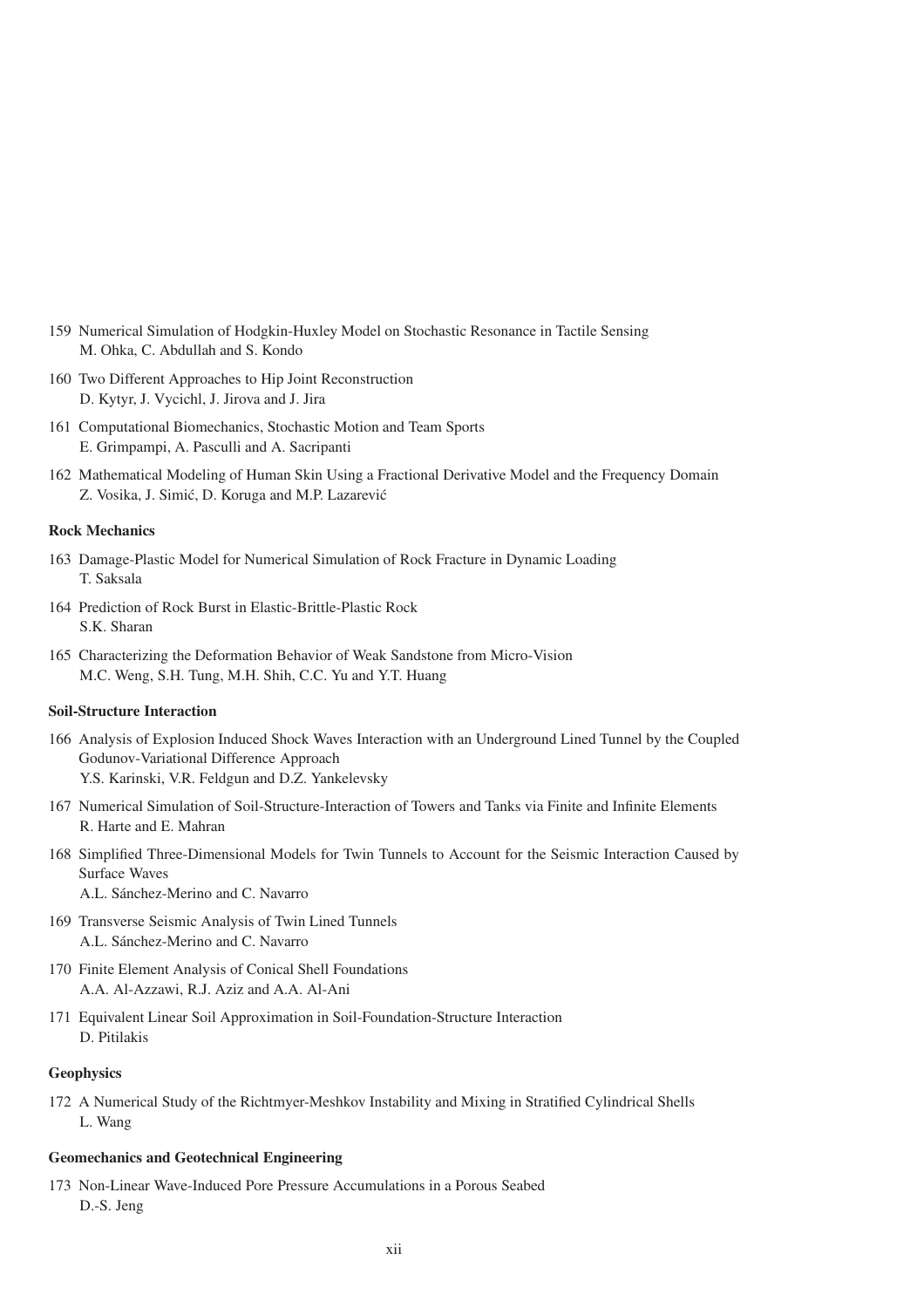159 Numerical Simulation of Hodgkin-Huxley Model on Stochastic Resonance in Tactile Sensing
M. Ohka, C. Abdullah and S. Kondo

160 Two Different Approaches to Hip Joint Reconstruction
D. Kytyr, J. Vycichl, J. Jirova and J. Jira

161 Computational Biomechanics, Stochastic Motion and Team Sports
E. Grimpampi, A. Pasculli and A. Sacripanti

162 Mathematical Modeling of Human Skin Using a Fractional Derivative Model and the Frequency Domain
Z. Vosika, J. Simić, D. Koruga and M.P. Lazarević

**Rock Mechanics**

163 Damage-Plastic Model for Numerical Simulation of Rock Fracture in Dynamic Loading
T. Saksala

164 Prediction of Rock Burst in Elastic-Brittle-Plastic Rock
S.K. Sharan

165 Characterizing the Deformation Behavior of Weak Sandstone from Micro-Vision
M.C. Weng, S.H. Tung, M.H. Shih, C.C. Yu and Y.T. Huang

**Soil-Structure Interaction**

166 Analysis of Explosion Induced Shock Waves Interaction with an Underground Lined Tunnel by the Coupled Godunov-Variational Difference Approach
Y.S. Karinski, V.R. Feldgun and D.Z. Yankelevsky

167 Numerical Simulation of Soil-Structure-Interaction of Towers and Tanks via Finite and Infinite Elements
R. Harte and E. Mahran

168 Simplified Three-Dimensional Models for Twin Tunnels to Account for the Seismic Interaction Caused by Surface Waves
A.L. Sánchez-Merino and C. Navarro

169 Transverse Seismic Analysis of Twin Lined Tunnels
A.L. Sánchez-Merino and C. Navarro

170 Finite Element Analysis of Conical Shell Foundations
A.A. Al-Azzawi, R.J. Aziz and A.A. Al-Ani

171 Equivalent Linear Soil Approximation in Soil-Foundation-Structure Interaction
D. Pitilakis

**Geophysics**

172 A Numerical Study of the Richtmyer-Meshkov Instability and Mixing in Stratified Cylindrical Shells
L. Wang

**Geomechanics and Geotechnical Engineering**

173 Non-Linear Wave-Induced Pore Pressure Accumulations in a Porous Seabed
D.-S. Jeng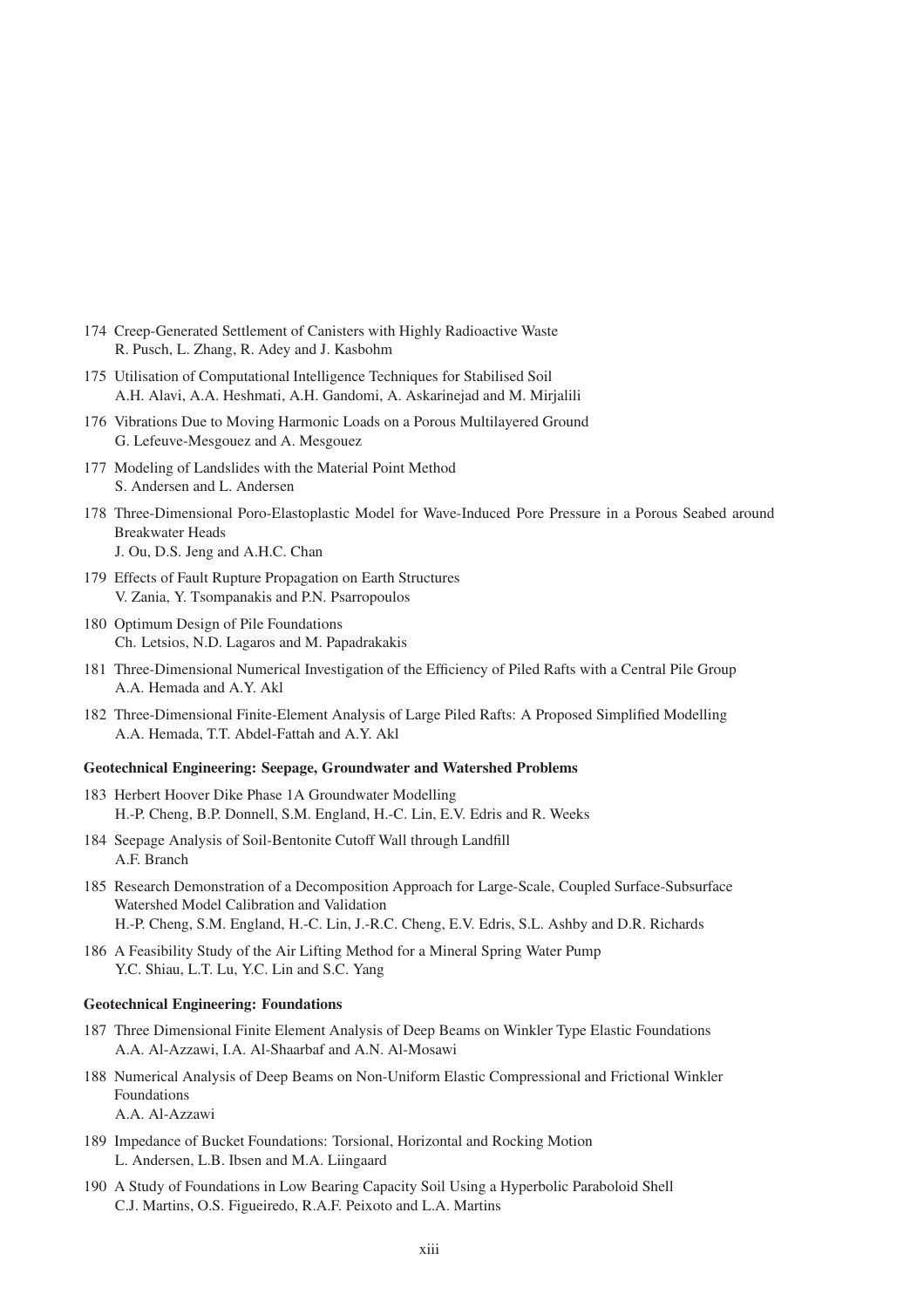174 Creep-Generated Settlement of Canisters with Highly Radioactive Waste
R. Pusch, L. Zhang, R. Adey and J. Kasbohm

175 Utilisation of Computational Intelligence Techniques for Stabilised Soil
A.H. Alavi, A.A. Heshmati, A.H. Gandomi, A. Askarinejad and M. Mirjalili

176 Vibrations Due to Moving Harmonic Loads on a Porous Multilayered Ground
G. Lefeuve-Mesgouez and A. Mesgouez

177 Modeling of Landslides with the Material Point Method
S. Andersen and L. Andersen

178 Three-Dimensional Poro-Elastoplastic Model for Wave-Induced Pore Pressure in a Porous Seabed around Breakwater Heads
J. Ou, D.S. Jeng and A.H.C. Chan

179 Effects of Fault Rupture Propagation on Earth Structures
V. Zania, Y. Tsompanakis and P.N. Psarropoulos

180 Optimum Design of Pile Foundations
Ch. Letsios, N.D. Lagaros and M. Papadrakakis

181 Three-Dimensional Numerical Investigation of the Efficiency of Piled Rafts with a Central Pile Group
A.A. Hemada and A.Y. Akl

182 Three-Dimensional Finite-Element Analysis of Large Piled Rafts: A Proposed Simplified Modelling
A.A. Hemada, T.T. Abdel-Fattah and A.Y. Akl

**Geotechnical Engineering: Seepage, Groundwater and Watershed Problems**

183 Herbert Hoover Dike Phase 1A Groundwater Modelling
H.-P. Cheng, B.P. Donnell, S.M. England, H.-C. Lin, E.V. Edris and R. Weeks

184 Seepage Analysis of Soil-Bentonite Cutoff Wall through Landfill
A.F. Branch

185 Research Demonstration of a Decomposition Approach for Large-Scale, Coupled Surface-Subsurface Watershed Model Calibration and Validation
H.-P. Cheng, S.M. England, H.-C. Lin, J.-R.C. Cheng, E.V. Edris, S.L. Ashby and D.R. Richards

186 A Feasibility Study of the Air Lifting Method for a Mineral Spring Water Pump
Y.C. Shiau, L.T. Lu, Y.C. Lin and S.C. Yang

**Geotechnical Engineering: Foundations**

187 Three Dimensional Finite Element Analysis of Deep Beams on Winkler Type Elastic Foundations
A.A. Al-Azzawi, I.A. Al-Shaarbaf and A.N. Al-Mosawi

188 Numerical Analysis of Deep Beams on Non-Uniform Elastic Compressional and Frictional Winkler Foundations
A.A. Al-Azzawi

189 Impedance of Bucket Foundations: Torsional, Horizontal and Rocking Motion
L. Andersen, L.B. Ibsen and M.A. Liingaard

190 A Study of Foundations in Low Bearing Capacity Soil Using a Hyperbolic Paraboloid Shell
C.J. Martins, O.S. Figueiredo, R.A.F. Peixoto and L.A. Martins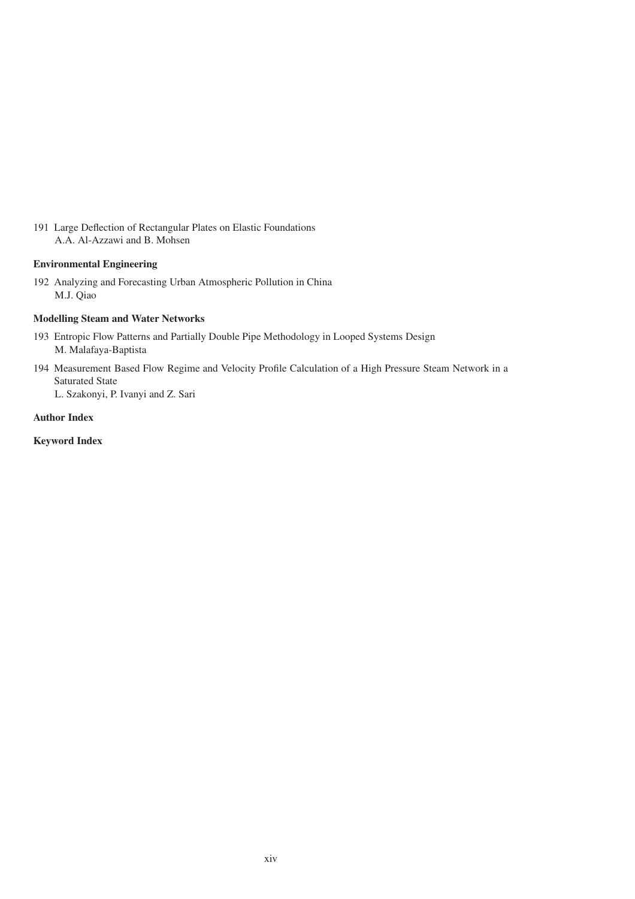191 Large Deflection of Rectangular Plates on Elastic Foundations
A.A. Al-Azzawi and B. Mohsen

**Environmental Engineering**

192 Analyzing and Forecasting Urban Atmospheric Pollution in China
M.J. Qiao

**Modelling Steam and Water Networks**

193 Entropic Flow Patterns and Partially Double Pipe Methodology in Looped Systems Design
M. Malafaya-Baptista

194 Measurement Based Flow Regime and Velocity Profile Calculation of a High Pressure Steam Network in a Saturated State
L. Szakonyi, P. Ivanyi and Z. Sari

**Author Index**

**Keyword Index**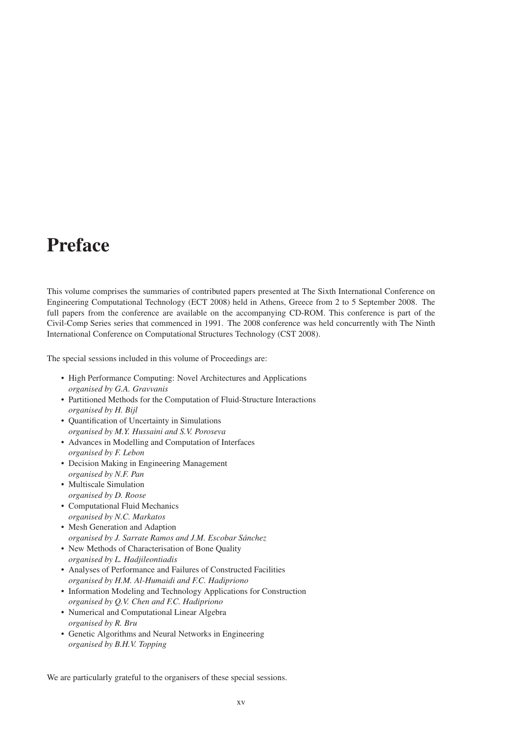# Preface

This volume comprises the summaries of contributed papers presented at The Sixth International Conference on Engineering Computational Technology (ECT 2008) held in Athens, Greece from 2 to 5 September 2008. The full papers from the conference are available on the accompanying CD-ROM. This conference is part of the Civil-Comp Series series that commenced in 1991. The 2008 conference was held concurrently with The Ninth International Conference on Computational Structures Technology (CST 2008).

The special sessions included in this volume of Proceedings are:

- High Performance Computing: Novel Architectures and Applications
  *organised by G.A. Gravvanis*
- Partitioned Methods for the Computation of Fluid-Structure Interactions
  *organised by H. Bijl*
- Quantification of Uncertainty in Simulations
  *organised by M.Y. Hussaini and S.V. Poroseva*
- Advances in Modelling and Computation of Interfaces
  *organised by F. Lebon*
- Decision Making in Engineering Management
  *organised by N.F. Pan*
- Multiscale Simulation
  *organised by D. Roose*
- Computational Fluid Mechanics
  *organised by N.C. Markatos*
- Mesh Generation and Adaption
  *organised by J. Sarrate Ramos and J.M. Escobar Sánchez*
- New Methods of Characterisation of Bone Quality
  *organised by L. Hadjileontiadis*
- Analyses of Performance and Failures of Constructed Facilities
  *organised by H.M. Al-Humaidi and F.C. Hadipriono*
- Information Modeling and Technology Applications for Construction
  *organised by Q.V. Chen and F.C. Hadipriono*
- Numerical and Computational Linear Algebra
  *organised by R. Bru*
- Genetic Algorithms and Neural Networks in Engineering
  *organised by B.H.V. Topping*

We are particularly grateful to the organisers of these special sessions.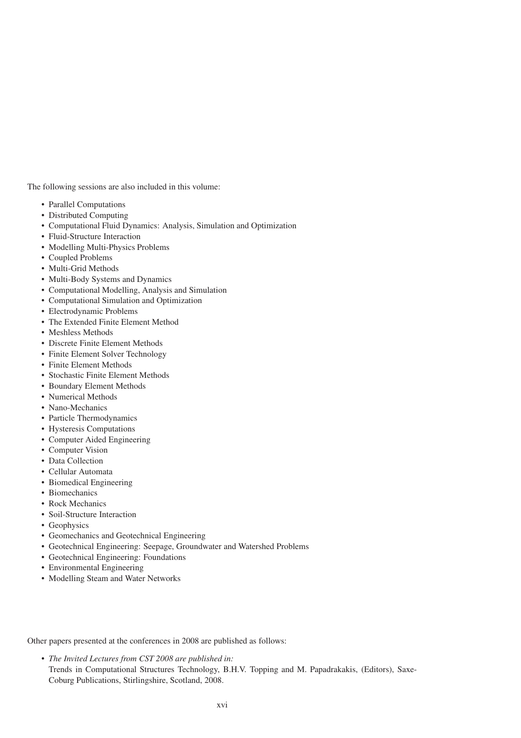The following sessions are also included in this volume:

- Parallel Computations
- Distributed Computing
- Computational Fluid Dynamics: Analysis, Simulation and Optimization
- Fluid-Structure Interaction
- Modelling Multi-Physics Problems
- Coupled Problems
- Multi-Grid Methods
- Multi-Body Systems and Dynamics
- Computational Modelling, Analysis and Simulation
- Computational Simulation and Optimization
- Electrodynamic Problems
- The Extended Finite Element Method
- Meshless Methods
- Discrete Finite Element Methods
- Finite Element Solver Technology
- Finite Element Methods
- Stochastic Finite Element Methods
- Boundary Element Methods
- Numerical Methods
- Nano-Mechanics
- Particle Thermodynamics
- Hysteresis Computations
- Computer Aided Engineering
- Computer Vision
- Data Collection
- Cellular Automata
- Biomedical Engineering
- Biomechanics
- Rock Mechanics
- Soil-Structure Interaction
- Geophysics
- Geomechanics and Geotechnical Engineering
- Geotechnical Engineering: Seepage, Groundwater and Watershed Problems
- Geotechnical Engineering: Foundations
- Environmental Engineering
- Modelling Steam and Water Networks

Other papers presented at the conferences in 2008 are published as follows:

- *The Invited Lectures from CST 2008 are published in:*
  Trends in Computational Structures Technology, B.H.V. Topping and M. Papadrakakis, (Editors), Saxe-Coburg Publications, Stirlingshire, Scotland, 2008.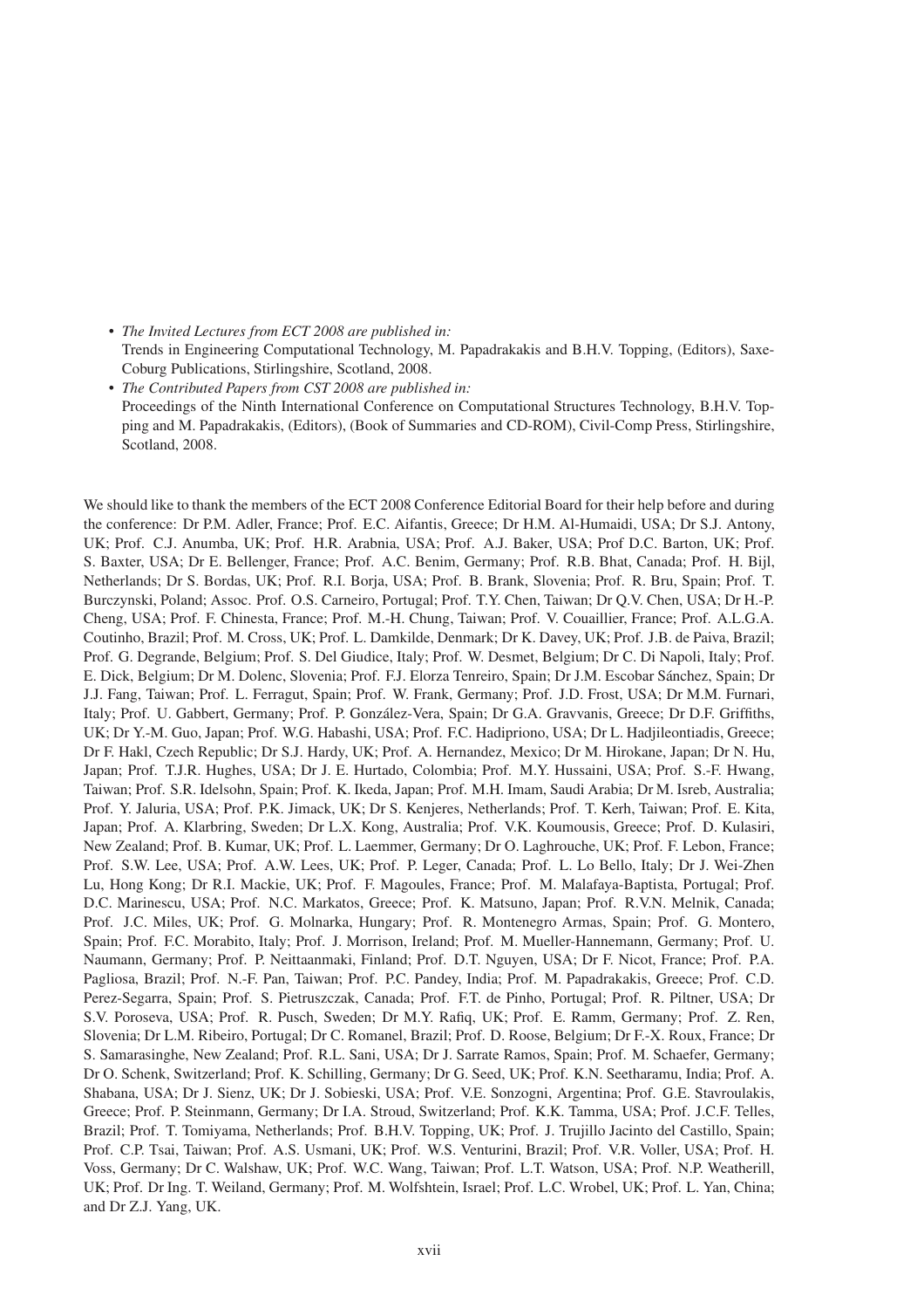- *The Invited Lectures from ECT 2008 are published in:*
  Trends in Engineering Computational Technology, M. Papadrakakis and B.H.V. Topping, (Editors), Saxe-Coburg Publications, Stirlingshire, Scotland, 2008.
- *The Contributed Papers from CST 2008 are published in:*
  Proceedings of the Ninth International Conference on Computational Structures Technology, B.H.V. Topping and M. Papadrakakis, (Editors), (Book of Summaries and CD-ROM), Civil-Comp Press, Stirlingshire, Scotland, 2008.

We should like to thank the members of the ECT 2008 Conference Editorial Board for their help before and during the conference: Dr P.M. Adler, France; Prof. E.C. Aifantis, Greece; Dr H.M. Al-Humaidi, USA; Dr S.J. Antony, UK; Prof. C.J. Anumba, UK; Prof. H.R. Arabnia, USA; Prof. A.J. Baker, USA; Prof D.C. Barton, UK; Prof. S. Baxter, USA; Dr E. Bellenger, France; Prof. A.C. Benim, Germany; Prof. R.B. Bhat, Canada; Prof. H. Bijl, Netherlands; Dr S. Bordas, UK; Prof. R.I. Borja, USA; Prof. B. Brank, Slovenia; Prof. R. Bru, Spain; Prof. T. Burczynski, Poland; Assoc. Prof. O.S. Carneiro, Portugal; Prof. T.Y. Chen, Taiwan; Dr Q.V. Chen, USA; Dr H.-P. Cheng, USA; Prof. F. Chinesta, France; Prof. M.-H. Chung, Taiwan; Prof. V. Couaillier, France; Prof. A.L.G.A. Coutinho, Brazil; Prof. M. Cross, UK; Prof. L. Damkilde, Denmark; Dr K. Davey, UK; Prof. J.B. de Paiva, Brazil; Prof. G. Degrande, Belgium; Prof. S. Del Giudice, Italy; Prof. W. Desmet, Belgium; Dr C. Di Napoli, Italy; Prof. E. Dick, Belgium; Dr M. Dolenc, Slovenia; Prof. F.J. Elorza Tenreiro, Spain; Dr J.M. Escobar Sánchez, Spain; Dr J.J. Fang, Taiwan; Prof. L. Ferragut, Spain; Prof. W. Frank, Germany; Prof. J.D. Frost, USA; Dr M.M. Furnari, Italy; Prof. U. Gabbert, Germany; Prof. P. González-Vera, Spain; Dr G.A. Gravvanis, Greece; Dr D.F. Griffiths, UK; Dr Y.-M. Guo, Japan; Prof. W.G. Habashi, USA; Prof. F.C. Hadipriono, USA; Dr L. Hadjileontiadis, Greece; Dr F. Hakl, Czech Republic; Dr S.J. Hardy, UK; Prof. A. Hernandez, Mexico; Dr M. Hirokane, Japan; Dr N. Hu, Japan; Prof. T.J.R. Hughes, USA; Dr J. E. Hurtado, Colombia; Prof. M.Y. Hussaini, USA; Prof. S.-F. Hwang, Taiwan; Prof. S.R. Idelsohn, Spain; Prof. K. Ikeda, Japan; Prof. M.H. Imam, Saudi Arabia; Dr M. Isreb, Australia; Prof. Y. Jaluria, USA; Prof. P.K. Jimack, UK; Dr S. Kenjeres, Netherlands; Prof. T. Kerh, Taiwan; Prof. E. Kita, Japan; Prof. A. Klarbring, Sweden; Dr L.X. Kong, Australia; Prof. V.K. Koumousis, Greece; Prof. D. Kulasiri, New Zealand; Prof. B. Kumar, UK; Prof. L. Laemmer, Germany; Dr O. Laghrouche, UK; Prof. F. Lebon, France; Prof. S.W. Lee, USA; Prof. A.W. Lees, UK; Prof. P. Leger, Canada; Prof. L. Lo Bello, Italy; Dr J. Wei-Zhen Lu, Hong Kong; Dr R.I. Mackie, UK; Prof. F. Magoules, France; Prof. M. Malafaya-Baptista, Portugal; Prof. D.C. Marinescu, USA; Prof. N.C. Markatos, Greece; Prof. K. Matsuno, Japan; Prof. R.V.N. Melnik, Canada; Prof. J.C. Miles, UK; Prof. G. Molnarka, Hungary; Prof. R. Montenegro Armas, Spain; Prof. G. Montero, Spain; Prof. F.C. Morabito, Italy; Prof. J. Morrison, Ireland; Prof. M. Mueller-Hannemann, Germany; Prof. U. Naumann, Germany; Prof. P. Neittaanmaki, Finland; Prof. D.T. Nguyen, USA; Dr F. Nicot, France; Prof. P.A. Pagliosa, Brazil; Prof. N.-F. Pan, Taiwan; Prof. P.C. Pandey, India; Prof. M. Papadrakakis, Greece; Prof. C.D. Perez-Segarra, Spain; Prof. S. Pietruszczak, Canada; Prof. F.T. de Pinho, Portugal; Prof. R. Piltner, USA; Dr S.V. Poroseva, USA; Prof. R. Pusch, Sweden; Dr M.Y. Rafiq, UK; Prof. E. Ramm, Germany; Prof. Z. Ren, Slovenia; Dr L.M. Ribeiro, Portugal; Dr C. Romanel, Brazil; Prof. D. Roose, Belgium; Dr F.-X. Roux, France; Dr S. Samarasinghe, New Zealand; Prof. R.L. Sani, USA; Dr J. Sarrate Ramos, Spain; Prof. M. Schaefer, Germany; Dr O. Schenk, Switzerland; Prof. K. Schilling, Germany; Dr G. Seed, UK; Prof. K.N. Seetharamu, India; Prof. A. Shabana, USA; Dr J. Sienz, UK; Dr J. Sobieski, USA; Prof. V.E. Sonzogni, Argentina; Prof. G.E. Stavroulakis, Greece; Prof. P. Steinmann, Germany; Dr I.A. Stroud, Switzerland; Prof. K.K. Tamma, USA; Prof. J.C.F. Telles, Brazil; Prof. T. Tomiyama, Netherlands; Prof. B.H.V. Topping, UK; Prof. J. Trujillo Jacinto del Castillo, Spain; Prof. C.P. Tsai, Taiwan; Prof. A.S. Usmani, UK; Prof. W.S. Venturini, Brazil; Prof. V.R. Voller, USA; Prof. H. Voss, Germany; Dr C. Walshaw, UK; Prof. W.C. Wang, Taiwan; Prof. L.T. Watson, USA; Prof. N.P. Weatherill, UK; Prof. Dr Ing. T. Weiland, Germany; Prof. M. Wolfshtein, Israel; Prof. L.C. Wrobel, UK; Prof. L. Yan, China; and Dr Z.J. Yang, UK.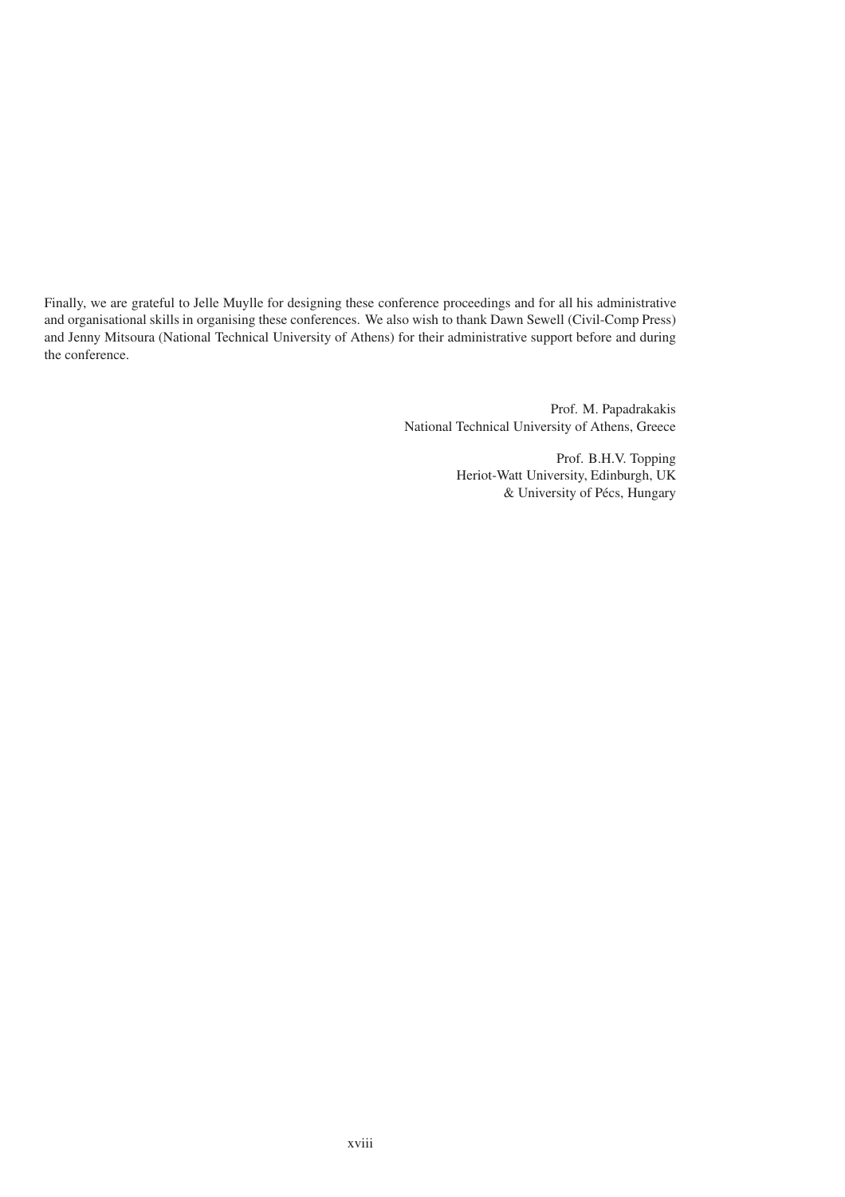Finally, we are grateful to Jelle Muylle for designing these conference proceedings and for all his administrative and organisational skills in organising these conferences. We also wish to thank Dawn Sewell (Civil-Comp Press) and Jenny Mitsoura (National Technical University of Athens) for their administrative support before and during the conference.

Prof. M. Papadrakakis  
National Technical University of Athens, Greece

Prof. B.H.V. Topping  
Heriot-Watt University, Edinburgh, UK  
& University of Pécs, Hungary